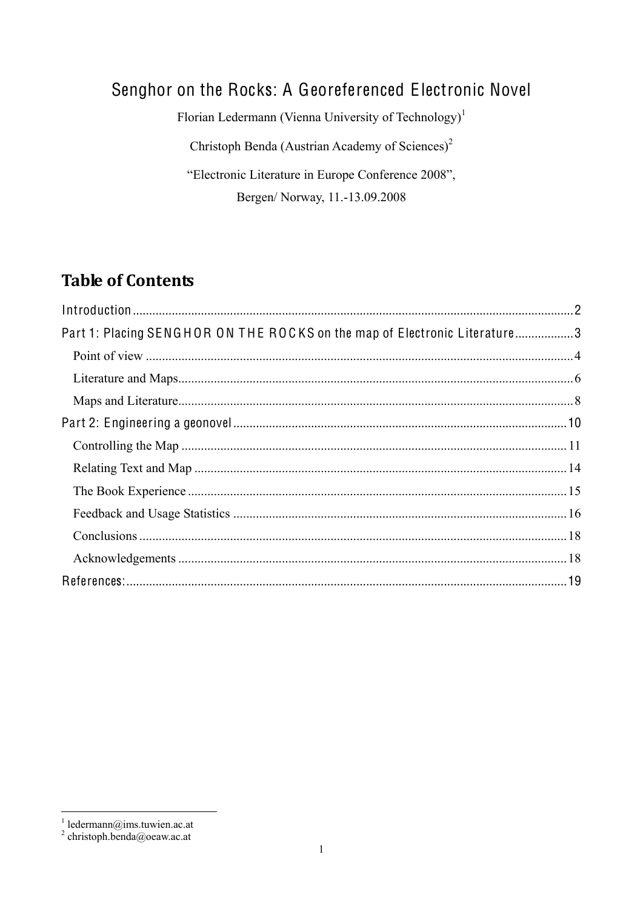# Senghor on the Rocks: A Georeferenced Electronic Novel

Florian Ledermann (Vienna University of Technology)[1]

Christoph Benda (Austrian Academy of Sciences)[2]

"Electronic Literature in Europe Conference 2008",

Bergen/ Norway, 11.-13.09.2008

## Table of Contents

Introduction ..... 2

Part 1: Placing SENGHOR ON THE ROCKS on the map of Electronic Literature ..... 3

- Point of view ..... 4
- Literature and Maps ..... 6
- Maps and Literature ..... 8

Part 2: Engineering a geonovel ..... 10

- Controlling the Map ..... 11
- Relating Text and Map ..... 14
- The Book Experience ..... 15
- Feedback and Usage Statistics ..... 16
- Conclusions ..... 18
- Acknowledgements ..... 18

References: ..... 19

---

[1] ledermann@ims.tuwien.ac.at

[2] christoph.benda@oeaw.ac.at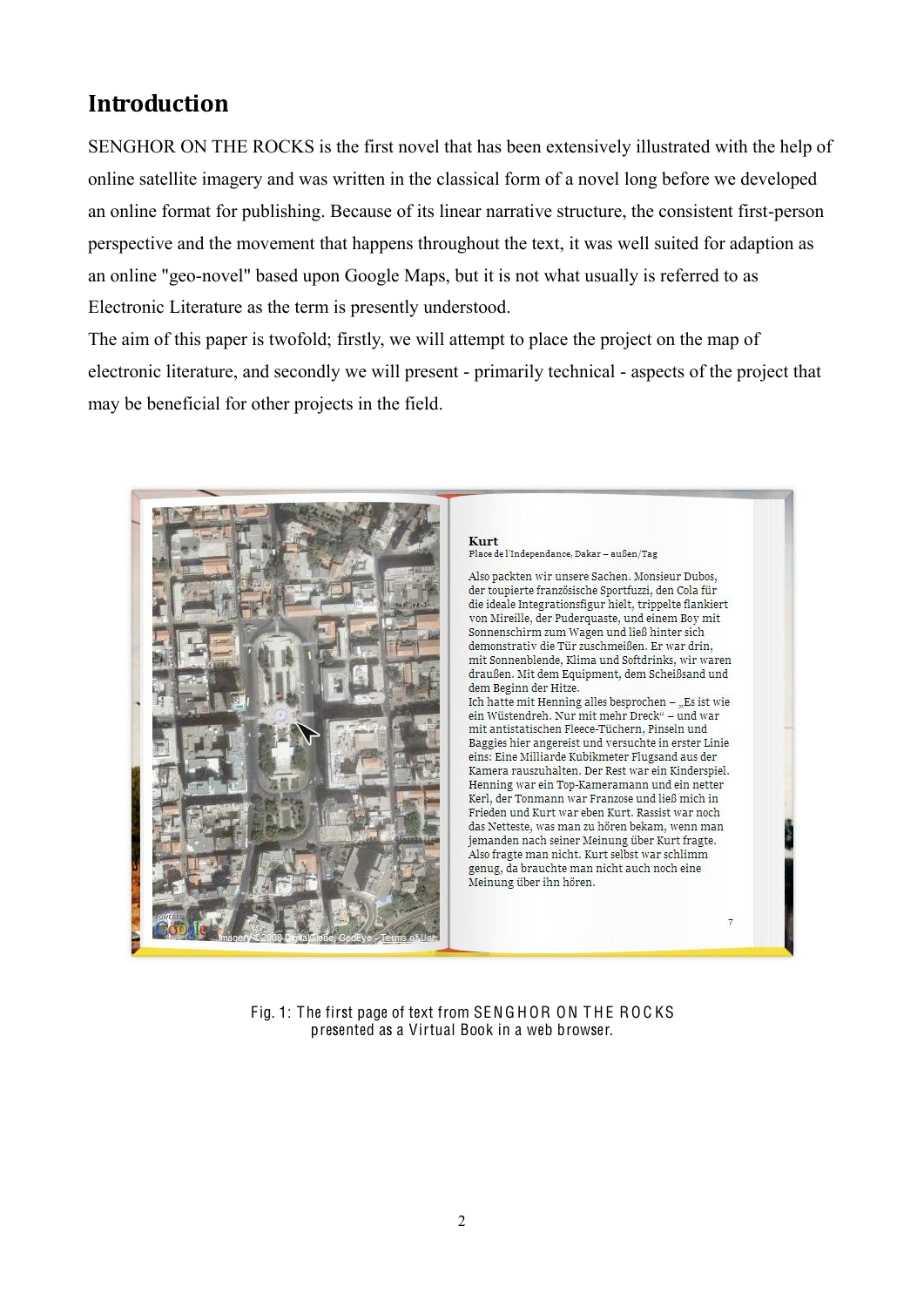## Introduction

SENGHOR ON THE ROCKS is the first novel that has been extensively illustrated with the help of online satellite imagery and was written in the classical form of a novel long before we developed an online format for publishing. Because of its linear narrative structure, the consistent first-person perspective and the movement that happens throughout the text, it was well suited for adaption as an online "geo-novel" based upon Google Maps, but it is not what usually is referred to as Electronic Literature as the term is presently understood.
The aim of this paper is twofold; firstly, we will attempt to place the project on the map of electronic literature, and secondly we will present - primarily technical - aspects of the project that may be beneficial for other projects in the field.

Fig. 1: The first page of text from SENGHOR ON THE ROCKS presented as a Virtual Book in a web browser.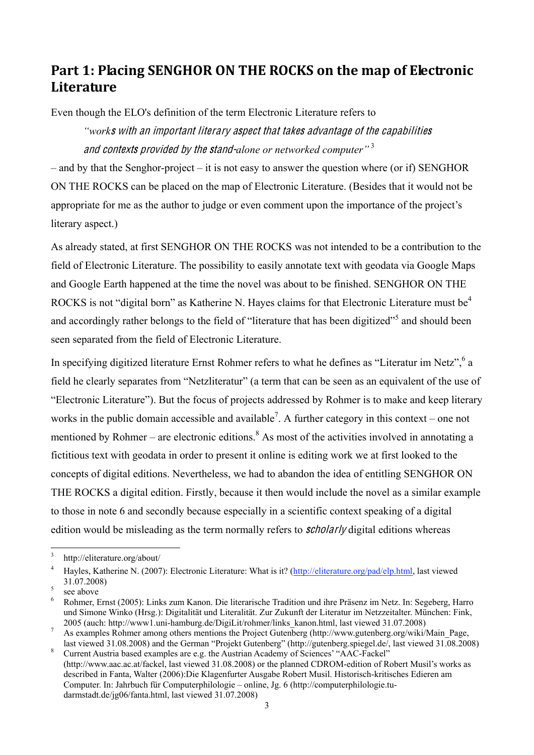## Part 1: Placing SENGHOR ON THE ROCKS on the map of Electronic Literature

Even though the ELO's definition of the term Electronic Literature refers to

> *"works with an important literary aspect that takes advantage of the capabilities and contexts provided by the stand-alone or networked computer"* [3]

– and by that the Senghor-project – it is not easy to answer the question where (or if) SENGHOR ON THE ROCKS can be placed on the map of Electronic Literature. (Besides that it would not be appropriate for me as the author to judge or even comment upon the importance of the project's literary aspect.)

As already stated, at first SENGHOR ON THE ROCKS was not intended to be a contribution to the field of Electronic Literature. The possibility to easily annotate text with geodata via Google Maps and Google Earth happened at the time the novel was about to be finished. SENGHOR ON THE ROCKS is not "digital born" as Katherine N. Hayes claims for that Electronic Literature must be[4] and accordingly rather belongs to the field of "literature that has been digitized"[5] and should been seen separated from the field of Electronic Literature.

In specifying digitized literature Ernst Rohmer refers to what he defines as "Literatur im Netz",[6] a field he clearly separates from "Netzliteratur" (a term that can be seen as an equivalent of the use of "Electronic Literature"). But the focus of projects addressed by Rohmer is to make and keep literary works in the public domain accessible and available[7]. A further category in this context – one not mentioned by Rohmer – are electronic editions.[8] As most of the activities involved in annotating a fictitious text with geodata in order to present it online is editing work we at first looked to the concepts of digital editions. Nevertheless, we had to abandon the idea of entitling SENGHOR ON THE ROCKS a digital edition. Firstly, because it then would include the novel as a similar example to those in note 6 and secondly because especially in a scientific context speaking of a digital edition would be misleading as the term normally refers to *scholarly* digital editions whereas

---

[3] http://eliterature.org/about/

[4] Hayles, Katherine N. (2007): Electronic Literature: What is it? (http://eliterature.org/pad/elp.html, last viewed 31.07.2008)

[5] see above

[6] Rohmer, Ernst (2005): Links zum Kanon. Die literarische Tradition und ihre Präsenz im Netz. In: Segeberg, Harro und Simone Winko (Hrsg.): Digitalität und Literalität. Zur Zukunft der Literatur im Netzzeitalter. München: Fink, 2005 (auch: http://www1.uni-hamburg.de/DigiLit/rohmer/links_kanon.html, last viewed 31.07.2008)

[7] As examples Rohmer among others mentions the Project Gutenberg (http://www.gutenberg.org/wiki/Main_Page, last viewed 31.08.2008) and the German "Projekt Gutenberg" (http://gutenberg.spiegel.de/, last viewed 31.08.2008)

[8] Current Austria based examples are e.g. the Austrian Academy of Sciences' "AAC-Fackel" (http://www.aac.ac.at/fackel, last viewed 31.08.2008) or the planned CDROM-edition of Robert Musil's works as described in Fanta, Walter (2006):Die Klagenfurter Ausgabe Robert Musil. Historisch-kritisches Edieren am Computer. In: Jahrbuch für Computerphilologie – online, Jg. 6 (http://computerphilologie.tu-darmstadt.de/jg06/fanta.html, last viewed 31.07.2008)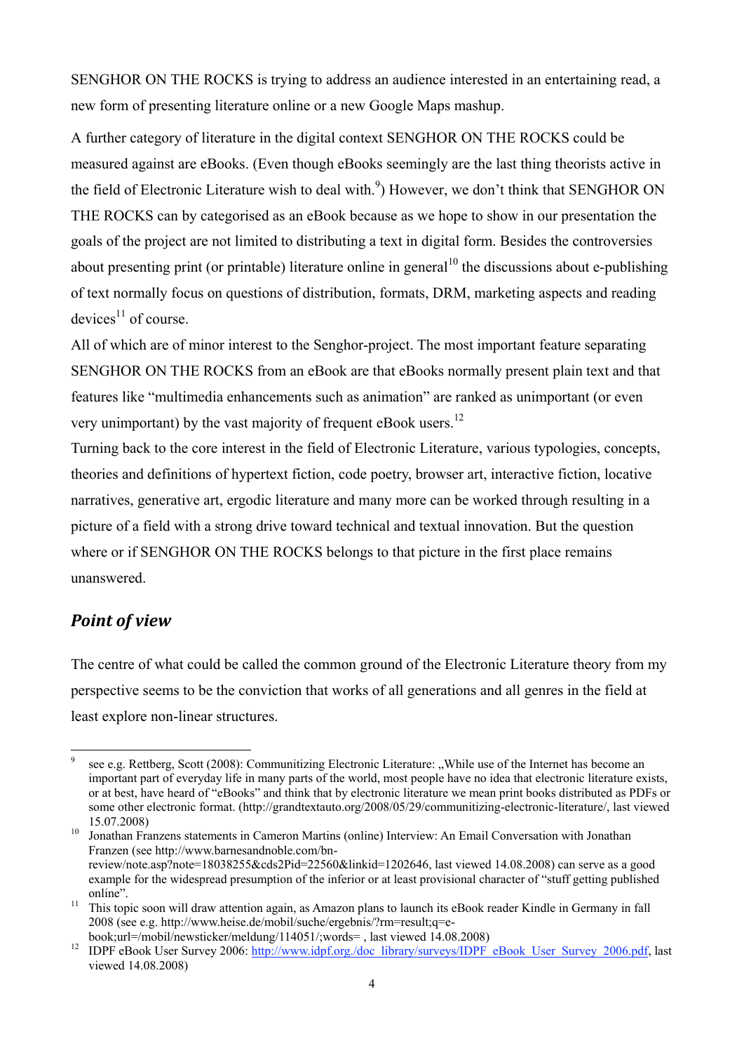SENGHOR ON THE ROCKS is trying to address an audience interested in an entertaining read, a new form of presenting literature online or a new Google Maps mashup.

A further category of literature in the digital context SENGHOR ON THE ROCKS could be measured against are eBooks. (Even though eBooks seemingly are the last thing theorists active in the field of Electronic Literature wish to deal with.[9]) However, we don't think that SENGHOR ON THE ROCKS can by categorised as an eBook because as we hope to show in our presentation the goals of the project are not limited to distributing a text in digital form. Besides the controversies about presenting print (or printable) literature online in general[10] the discussions about e-publishing of text normally focus on questions of distribution, formats, DRM, marketing aspects and reading devices[11] of course.

All of which are of minor interest to the Senghor-project. The most important feature separating SENGHOR ON THE ROCKS from an eBook are that eBooks normally present plain text and that features like "multimedia enhancements such as animation" are ranked as unimportant (or even very unimportant) by the vast majority of frequent eBook users.[12]

Turning back to the core interest in the field of Electronic Literature, various typologies, concepts, theories and definitions of hypertext fiction, code poetry, browser art, interactive fiction, locative narratives, generative art, ergodic literature and many more can be worked through resulting in a picture of a field with a strong drive toward technical and textual innovation. But the question where or if SENGHOR ON THE ROCKS belongs to that picture in the first place remains unanswered.

## *Point of view*

The centre of what could be called the common ground of the Electronic Literature theory from my perspective seems to be the conviction that works of all generations and all genres in the field at least explore non-linear structures.

---

[9] see e.g. Rettberg, Scott (2008): Communitizing Electronic Literature: „While use of the Internet has become an important part of everyday life in many parts of the world, most people have no idea that electronic literature exists, or at best, have heard of "eBooks" and think that by electronic literature we mean print books distributed as PDFs or some other electronic format. (http://grandtextauto.org/2008/05/29/communitizing-electronic-literature/, last viewed 15.07.2008)

[10] Jonathan Franzens statements in Cameron Martins (online) Interview: An Email Conversation with Jonathan Franzen (see http://www.barnesandnoble.com/bn-review/note.asp?note=18038255&cds2Pid=22560&linkid=1202646, last viewed 14.08.2008) can serve as a good example for the widespread presumption of the inferior or at least provisional character of "stuff getting published online".

[11] This topic soon will draw attention again, as Amazon plans to launch its eBook reader Kindle in Germany in fall 2008 (see e.g. http://www.heise.de/mobil/suche/ergebnis/?rm=result;q=e-book;url=/mobil/newsticker/meldung/114051/;words= , last viewed 14.08.2008)

[12] IDPF eBook User Survey 2006: http://www.idpf.org./doc_library/surveys/IDPF_eBook_User_Survey_2006.pdf, last viewed 14.08.2008)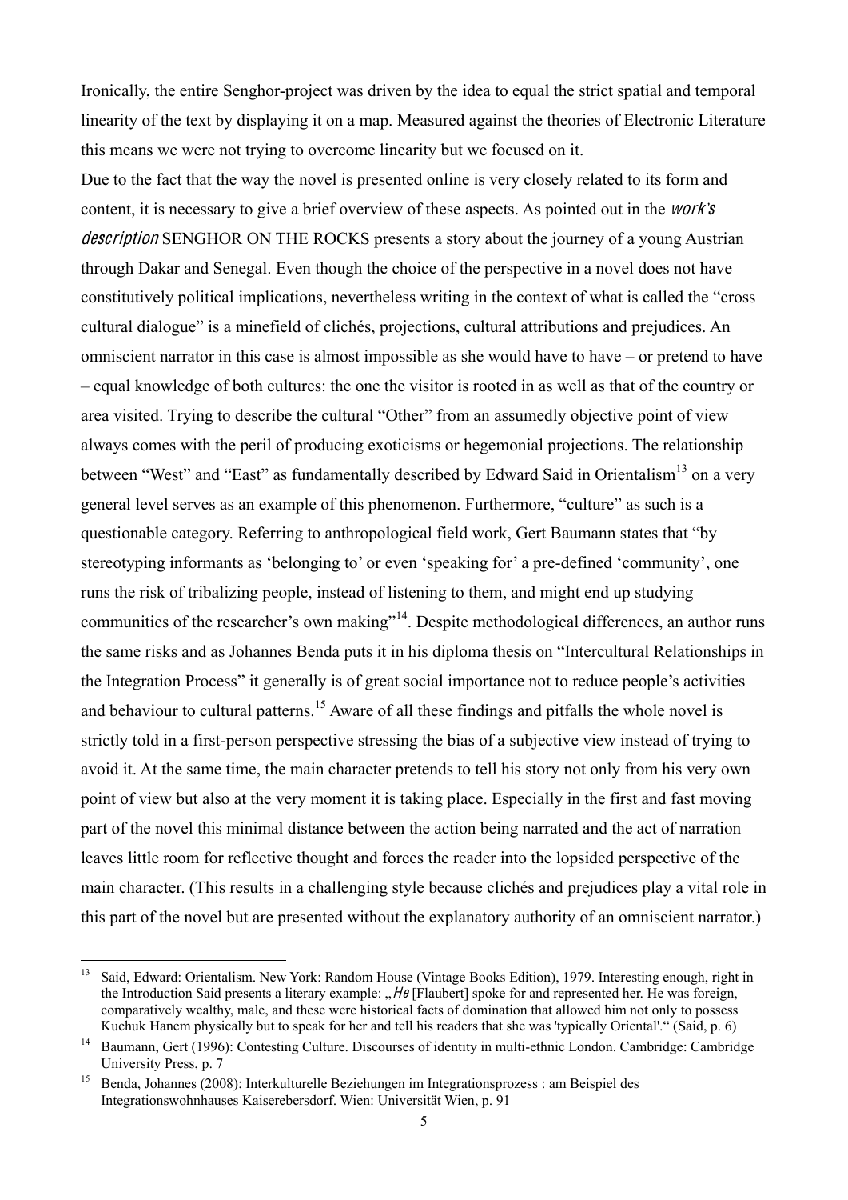Ironically, the entire Senghor-project was driven by the idea to equal the strict spatial and temporal linearity of the text by displaying it on a map. Measured against the theories of Electronic Literature this means we were not trying to overcome linearity but we focused on it.

Due to the fact that the way the novel is presented online is very closely related to its form and content, it is necessary to give a brief overview of these aspects. As pointed out in the *work's description* SENGHOR ON THE ROCKS presents a story about the journey of a young Austrian through Dakar and Senegal. Even though the choice of the perspective in a novel does not have constitutively political implications, nevertheless writing in the context of what is called the "cross cultural dialogue" is a minefield of clichés, projections, cultural attributions and prejudices. An omniscient narrator in this case is almost impossible as she would have to have – or pretend to have – equal knowledge of both cultures: the one the visitor is rooted in as well as that of the country or area visited. Trying to describe the cultural "Other" from an assumedly objective point of view always comes with the peril of producing exoticisms or hegemonial projections. The relationship between "West" and "East" as fundamentally described by Edward Said in Orientalism[13] on a very general level serves as an example of this phenomenon. Furthermore, "culture" as such is a questionable category. Referring to anthropological field work, Gert Baumann states that "by stereotyping informants as 'belonging to' or even 'speaking for' a pre-defined 'community', one runs the risk of tribalizing people, instead of listening to them, and might end up studying communities of the researcher's own making"[14]. Despite methodological differences, an author runs the same risks and as Johannes Benda puts it in his diploma thesis on "Intercultural Relationships in the Integration Process" it generally is of great social importance not to reduce people's activities and behaviour to cultural patterns.[15] Aware of all these findings and pitfalls the whole novel is strictly told in a first-person perspective stressing the bias of a subjective view instead of trying to avoid it. At the same time, the main character pretends to tell his story not only from his very own point of view but also at the very moment it is taking place. Especially in the first and fast moving part of the novel this minimal distance between the action being narrated and the act of narration leaves little room for reflective thought and forces the reader into the lopsided perspective of the main character. (This results in a challenging style because clichés and prejudices play a vital role in this part of the novel but are presented without the explanatory authority of an omniscient narrator.)

---

[13] Said, Edward: Orientalism. New York: Random House (Vintage Books Edition), 1979. Interesting enough, right in the Introduction Said presents a literary example: „*He* [Flaubert] spoke for and represented her. He was foreign, comparatively wealthy, male, and these were historical facts of domination that allowed him not only to possess Kuchuk Hanem physically but to speak for her and tell his readers that she was 'typically Oriental'." (Said, p. 6)

[14] Baumann, Gert (1996): Contesting Culture. Discourses of identity in multi-ethnic London. Cambridge: Cambridge University Press, p. 7

[15] Benda, Johannes (2008): Interkulturelle Beziehungen im Integrationsprozess : am Beispiel des Integrationswohnhauses Kaiserebersdorf. Wien: Universität Wien, p. 91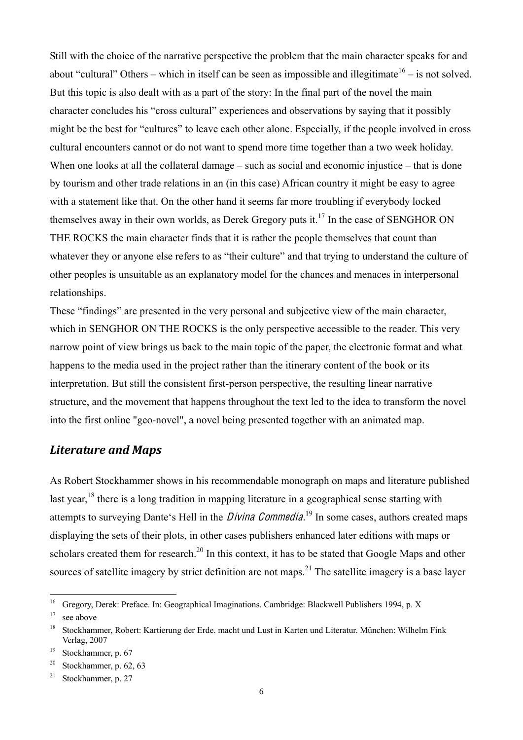Still with the choice of the narrative perspective the problem that the main character speaks for and about "cultural" Others – which in itself can be seen as impossible and illegitimate[16] – is not solved. But this topic is also dealt with as a part of the story: In the final part of the novel the main character concludes his "cross cultural" experiences and observations by saying that it possibly might be the best for "cultures" to leave each other alone. Especially, if the people involved in cross cultural encounters cannot or do not want to spend more time together than a two week holiday. When one looks at all the collateral damage – such as social and economic injustice – that is done by tourism and other trade relations in an (in this case) African country it might be easy to agree with a statement like that. On the other hand it seems far more troubling if everybody locked themselves away in their own worlds, as Derek Gregory puts it.[17] In the case of SENGHOR ON THE ROCKS the main character finds that it is rather the people themselves that count than whatever they or anyone else refers to as "their culture" and that trying to understand the culture of other peoples is unsuitable as an explanatory model for the chances and menaces in interpersonal relationships.

These "findings" are presented in the very personal and subjective view of the main character, which in SENGHOR ON THE ROCKS is the only perspective accessible to the reader. This very narrow point of view brings us back to the main topic of the paper, the electronic format and what happens to the media used in the project rather than the itinerary content of the book or its interpretation. But still the consistent first-person perspective, the resulting linear narrative structure, and the movement that happens throughout the text led to the idea to transform the novel into the first online "geo-novel", a novel being presented together with an animated map.

## *Literature and Maps*

As Robert Stockhammer shows in his recommendable monograph on maps and literature published last year,[18] there is a long tradition in mapping literature in a geographical sense starting with attempts to surveying Dante's Hell in the *Divina Commedia*.[19] In some cases, authors created maps displaying the sets of their plots, in other cases publishers enhanced later editions with maps or scholars created them for research.[20] In this context, it has to be stated that Google Maps and other sources of satellite imagery by strict definition are not maps.[21] The satellite imagery is a base layer

---

[16] Gregory, Derek: Preface. In: Geographical Imaginations. Cambridge: Blackwell Publishers 1994, p. X

[17] see above

[18] Stockhammer, Robert: Kartierung der Erde. macht und Lust in Karten und Literatur. München: Wilhelm Fink Verlag, 2007

[19] Stockhammer, p. 67

[20] Stockhammer, p. 62, 63

[21] Stockhammer, p. 27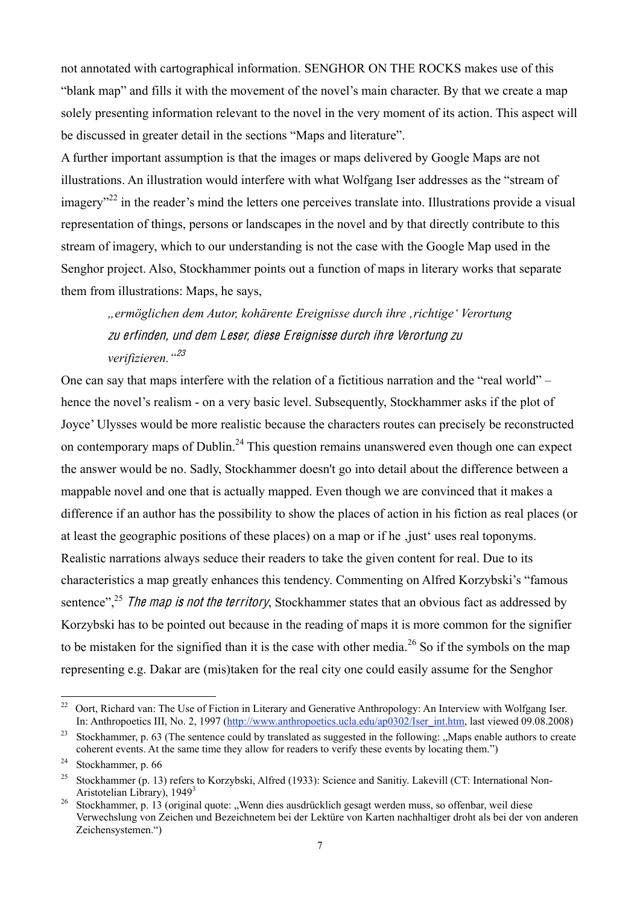not annotated with cartographical information. SENGHOR ON THE ROCKS makes use of this "blank map" and fills it with the movement of the novel's main character. By that we create a map solely presenting information relevant to the novel in the very moment of its action. This aspect will be discussed in greater detail in the sections "Maps and literature".

A further important assumption is that the images or maps delivered by Google Maps are not illustrations. An illustration would interfere with what Wolfgang Iser addresses as the "stream of imagery"[22] in the reader's mind the letters one perceives translate into. Illustrations provide a visual representation of things, persons or landscapes in the novel and by that directly contribute to this stream of imagery, which to our understanding is not the case with the Google Map used in the Senghor project. Also, Stockhammer points out a function of maps in literary works that separate them from illustrations: Maps, he says,

> *„ermöglichen dem Autor, kohärente Ereignisse durch ihre ‚richtige' Verortung zu erfinden, und dem Leser, diese Ereignisse durch ihre Verortung zu verifizieren."*[23]

One can say that maps interfere with the relation of a fictitious narration and the "real world" – hence the novel's realism - on a very basic level. Subsequently, Stockhammer asks if the plot of Joyce' Ulysses would be more realistic because the characters routes can precisely be reconstructed on contemporary maps of Dublin.[24] This question remains unanswered even though one can expect the answer would be no. Sadly, Stockhammer doesn't go into detail about the difference between a mappable novel and one that is actually mapped. Even though we are convinced that it makes a difference if an author has the possibility to show the places of action in his fiction as real places (or at least the geographic positions of these places) on a map or if he ‚just' uses real toponyms. Realistic narrations always seduce their readers to take the given content for real. Due to its characteristics a map greatly enhances this tendency. Commenting on Alfred Korzybski's "famous sentence",[25] *The map is not the territory*, Stockhammer states that an obvious fact as addressed by Korzybski has to be pointed out because in the reading of maps it is more common for the signifier to be mistaken for the signified than it is the case with other media.[26] So if the symbols on the map representing e.g. Dakar are (mis)taken for the real city one could easily assume for the Senghor

---

[22] Oort, Richard van: The Use of Fiction in Literary and Generative Anthropology: An Interview with Wolfgang Iser. In: Anthropoetics III, No. 2, 1997 (http://www.anthropoetics.ucla.edu/ap0302/Iser_int.htm, last viewed 09.08.2008)

[23] Stockhammer, p. 63 (The sentence could by translated as suggested in the following: „Maps enable authors to create coherent events. At the same time they allow for readers to verify these events by locating them.")

[24] Stockhammer, p. 66

[25] Stockhammer (p. 13) refers to Korzybski, Alfred (1933): Science and Sanitiy. Lakevill (CT: International Non-Aristotelian Library), 1949[3]

[26] Stockhammer, p. 13 (original quote: „Wenn dies ausdrücklich gesagt werden muss, so offenbar, weil diese Verwechslung von Zeichen und Bezeichnetem bei der Lektüre von Karten nachhaltiger droht als bei der von anderen Zeichensystemen.")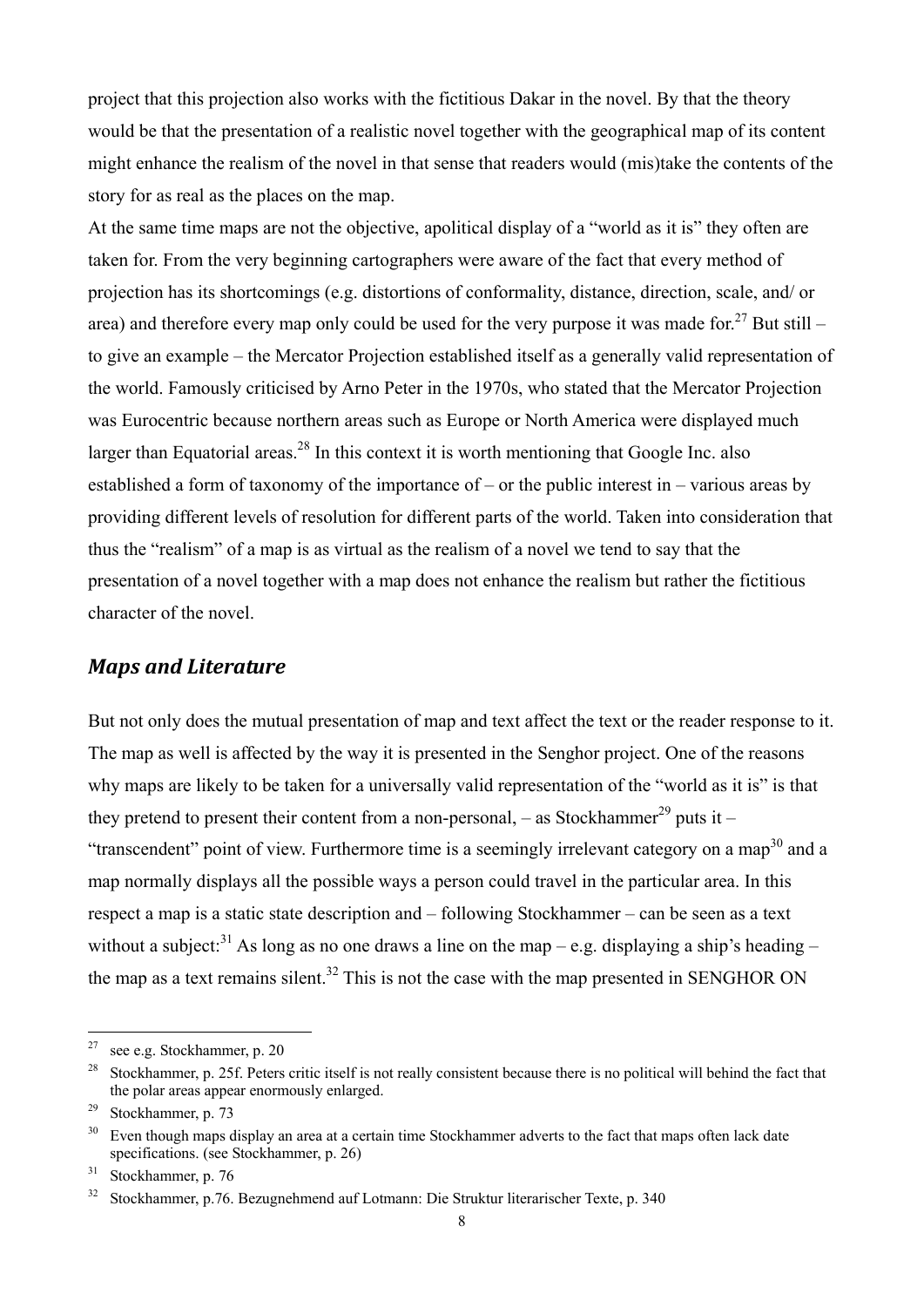project that this projection also works with the fictitious Dakar in the novel. By that the theory would be that the presentation of a realistic novel together with the geographical map of its content might enhance the realism of the novel in that sense that readers would (mis)take the contents of the story for as real as the places on the map.

At the same time maps are not the objective, apolitical display of a "world as it is" they often are taken for. From the very beginning cartographers were aware of the fact that every method of projection has its shortcomings (e.g. distortions of conformality, distance, direction, scale, and/ or area) and therefore every map only could be used for the very purpose it was made for.[27] But still – to give an example – the Mercator Projection established itself as a generally valid representation of the world. Famously criticised by Arno Peter in the 1970s, who stated that the Mercator Projection was Eurocentric because northern areas such as Europe or North America were displayed much larger than Equatorial areas.[28] In this context it is worth mentioning that Google Inc. also established a form of taxonomy of the importance of – or the public interest in – various areas by providing different levels of resolution for different parts of the world. Taken into consideration that thus the "realism" of a map is as virtual as the realism of a novel we tend to say that the presentation of a novel together with a map does not enhance the realism but rather the fictitious character of the novel.

## *Maps and Literature*

But not only does the mutual presentation of map and text affect the text or the reader response to it. The map as well is affected by the way it is presented in the Senghor project. One of the reasons why maps are likely to be taken for a universally valid representation of the "world as it is" is that they pretend to present their content from a non-personal, – as Stockhammer[29] puts it – "transcendent" point of view. Furthermore time is a seemingly irrelevant category on a map[30] and a map normally displays all the possible ways a person could travel in the particular area. In this respect a map is a static state description and – following Stockhammer – can be seen as a text without a subject:[31] As long as no one draws a line on the map – e.g. displaying a ship's heading – the map as a text remains silent.[32] This is not the case with the map presented in SENGHOR ON

---

[27] see e.g. Stockhammer, p. 20

[28] Stockhammer, p. 25f. Peters critic itself is not really consistent because there is no political will behind the fact that the polar areas appear enormously enlarged.

[29] Stockhammer, p. 73

[30] Even though maps display an area at a certain time Stockhammer adverts to the fact that maps often lack date specifications. (see Stockhammer, p. 26)

[31] Stockhammer, p. 76

[32] Stockhammer, p.76. Bezugnehmend auf Lotmann: Die Struktur literarischer Texte, p. 340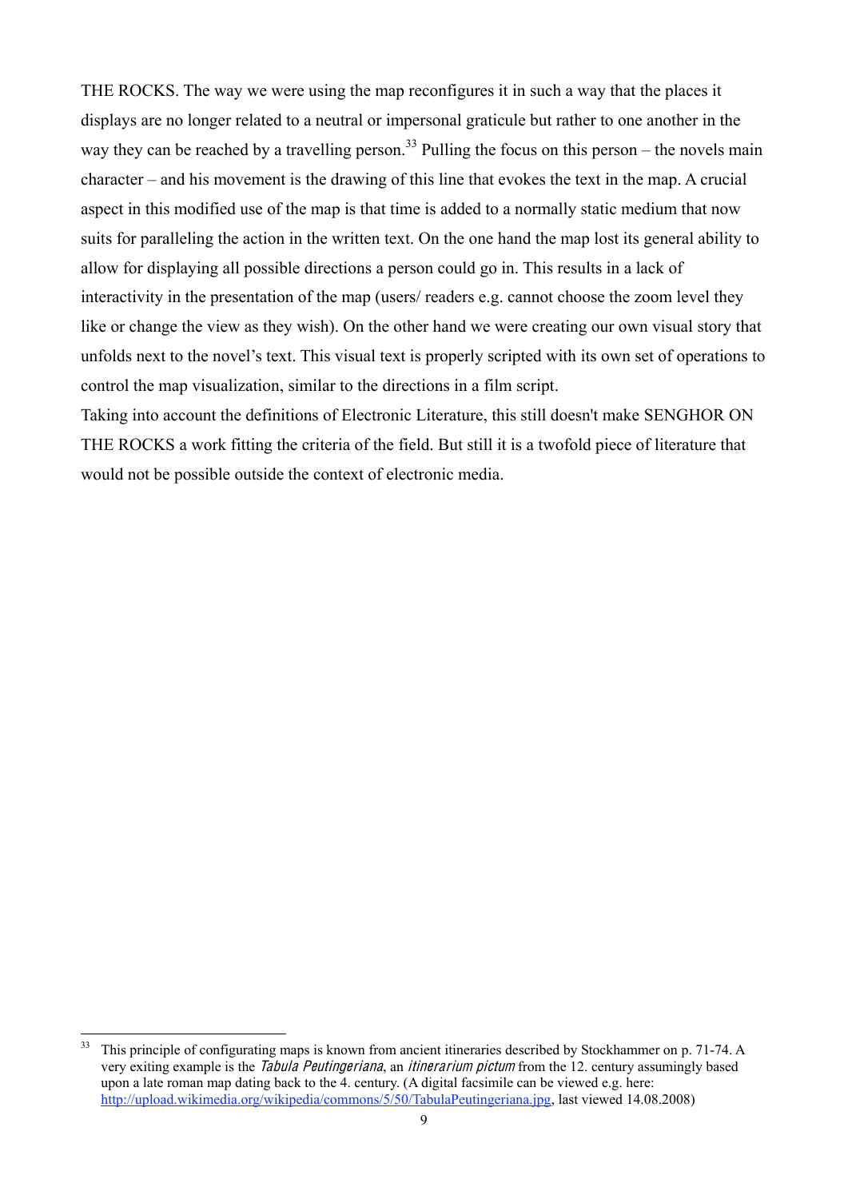THE ROCKS. The way we were using the map reconfigures it in such a way that the places it displays are no longer related to a neutral or impersonal graticule but rather to one another in the way they can be reached by a travelling person.[33] Pulling the focus on this person – the novels main character – and his movement is the drawing of this line that evokes the text in the map. A crucial aspect in this modified use of the map is that time is added to a normally static medium that now suits for paralleling the action in the written text. On the one hand the map lost its general ability to allow for displaying all possible directions a person could go in. This results in a lack of interactivity in the presentation of the map (users/ readers e.g. cannot choose the zoom level they like or change the view as they wish). On the other hand we were creating our own visual story that unfolds next to the novel's text. This visual text is properly scripted with its own set of operations to control the map visualization, similar to the directions in a film script.

Taking into account the definitions of Electronic Literature, this still doesn't make SENGHOR ON THE ROCKS a work fitting the criteria of the field. But still it is a twofold piece of literature that would not be possible outside the context of electronic media.

---

[33] This principle of configurating maps is known from ancient itineraries described by Stockhammer on p. 71-74. A very exiting example is the *Tabula Peutingeriana*, an *itinerarium pictum* from the 12. century assumingly based upon a late roman map dating back to the 4. century. (A digital facsimile can be viewed e.g. here: http://upload.wikimedia.org/wikipedia/commons/5/50/TabulaPeutingeriana.jpg, last viewed 14.08.2008)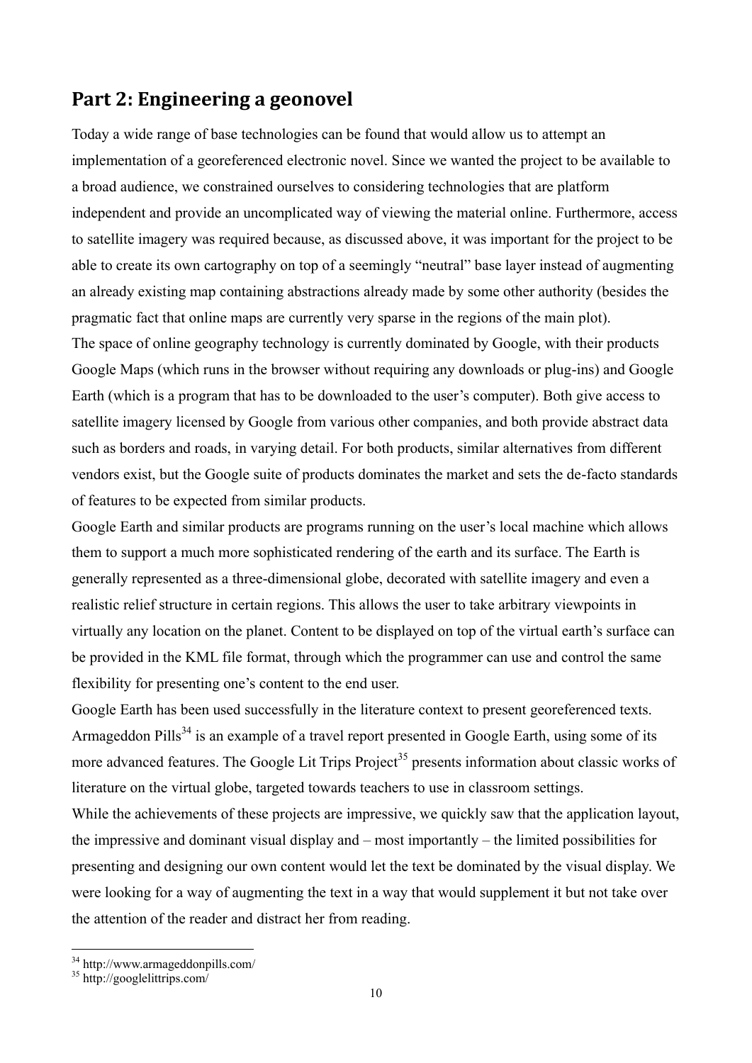## Part 2: Engineering a geonovel

Today a wide range of base technologies can be found that would allow us to attempt an implementation of a georeferenced electronic novel. Since we wanted the project to be available to a broad audience, we constrained ourselves to considering technologies that are platform independent and provide an uncomplicated way of viewing the material online. Furthermore, access to satellite imagery was required because, as discussed above, it was important for the project to be able to create its own cartography on top of a seemingly "neutral" base layer instead of augmenting an already existing map containing abstractions already made by some other authority (besides the pragmatic fact that online maps are currently very sparse in the regions of the main plot).

The space of online geography technology is currently dominated by Google, with their products Google Maps (which runs in the browser without requiring any downloads or plug-ins) and Google Earth (which is a program that has to be downloaded to the user's computer). Both give access to satellite imagery licensed by Google from various other companies, and both provide abstract data such as borders and roads, in varying detail. For both products, similar alternatives from different vendors exist, but the Google suite of products dominates the market and sets the de-facto standards of features to be expected from similar products.

Google Earth and similar products are programs running on the user's local machine which allows them to support a much more sophisticated rendering of the earth and its surface. The Earth is generally represented as a three-dimensional globe, decorated with satellite imagery and even a realistic relief structure in certain regions. This allows the user to take arbitrary viewpoints in virtually any location on the planet. Content to be displayed on top of the virtual earth's surface can be provided in the KML file format, through which the programmer can use and control the same flexibility for presenting one's content to the end user.

Google Earth has been used successfully in the literature context to present georeferenced texts. Armageddon Pills[34] is an example of a travel report presented in Google Earth, using some of its more advanced features. The Google Lit Trips Project[35] presents information about classic works of literature on the virtual globe, targeted towards teachers to use in classroom settings.

While the achievements of these projects are impressive, we quickly saw that the application layout, the impressive and dominant visual display and – most importantly – the limited possibilities for presenting and designing our own content would let the text be dominated by the visual display. We were looking for a way of augmenting the text in a way that would supplement it but not take over the attention of the reader and distract her from reading.

[34] http://www.armageddonpills.com/

[35] http://googlelittrips.com/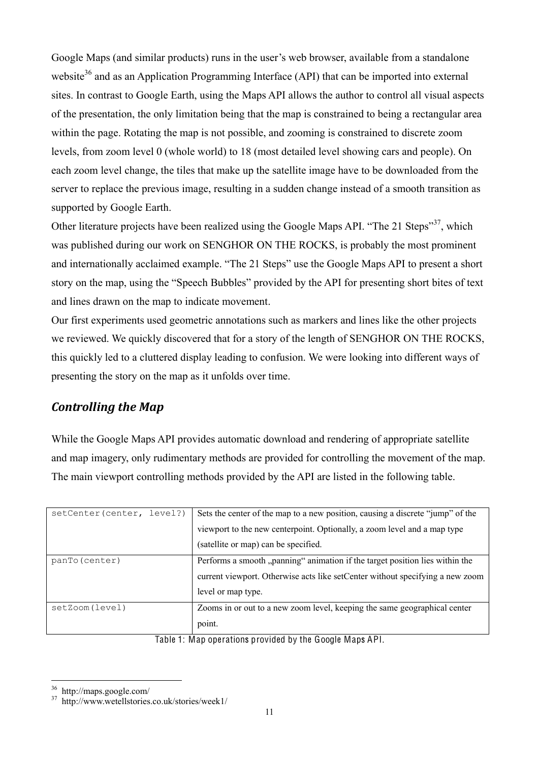Google Maps (and similar products) runs in the user's web browser, available from a standalone website[36] and as an Application Programming Interface (API) that can be imported into external sites. In contrast to Google Earth, using the Maps API allows the author to control all visual aspects of the presentation, the only limitation being that the map is constrained to being a rectangular area within the page. Rotating the map is not possible, and zooming is constrained to discrete zoom levels, from zoom level 0 (whole world) to 18 (most detailed level showing cars and people). On each zoom level change, the tiles that make up the satellite image have to be downloaded from the server to replace the previous image, resulting in a sudden change instead of a smooth transition as supported by Google Earth.

Other literature projects have been realized using the Google Maps API. "The 21 Steps"[37], which was published during our work on SENGHOR ON THE ROCKS, is probably the most prominent and internationally acclaimed example. "The 21 Steps" use the Google Maps API to present a short story on the map, using the "Speech Bubbles" provided by the API for presenting short bites of text and lines drawn on the map to indicate movement.

Our first experiments used geometric annotations such as markers and lines like the other projects we reviewed. We quickly discovered that for a story of the length of SENGHOR ON THE ROCKS, this quickly led to a cluttered display leading to confusion. We were looking into different ways of presenting the story on the map as it unfolds over time.

## *Controlling the Map*

While the Google Maps API provides automatic download and rendering of appropriate satellite and map imagery, only rudimentary methods are provided for controlling the movement of the map. The main viewport controlling methods provided by the API are listed in the following table.

| | |
|---|---|
| `setCenter(center, level?)` | Sets the center of the map to a new position, causing a discrete "jump" of the viewport to the new centerpoint. Optionally, a zoom level and a map type (satellite or map) can be specified. |
| `panTo(center)` | Performs a smooth „panning" animation if the target position lies within the current viewport. Otherwise acts like setCenter without specifying a new zoom level or map type. |
| `setZoom(level)` | Zooms in or out to a new zoom level, keeping the same geographical center point. |

Table 1: Map operations provided by the Google Maps API.

[36] http://maps.google.com/

[37] http://www.wetellstories.co.uk/stories/week1/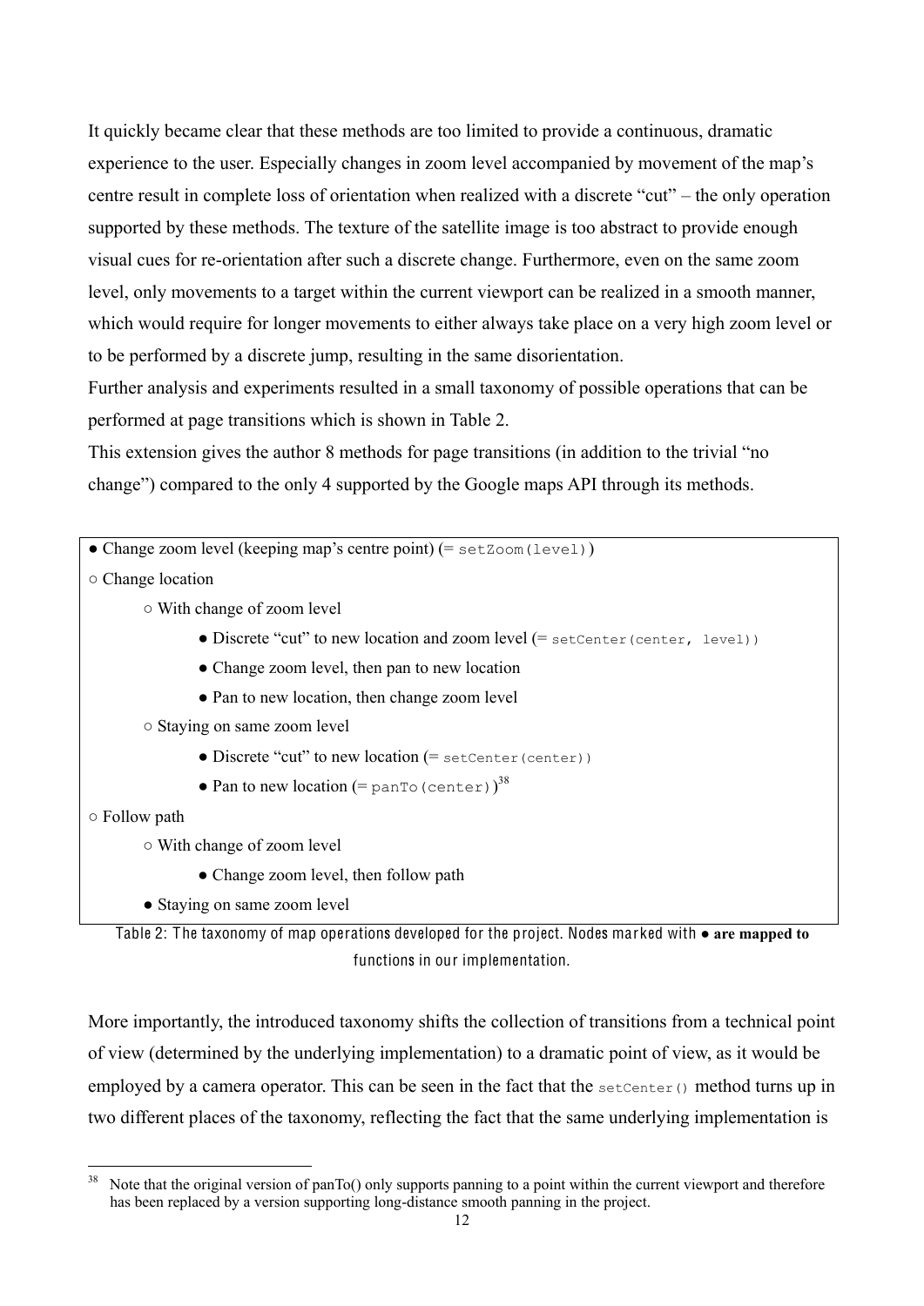It quickly became clear that these methods are too limited to provide a continuous, dramatic experience to the user. Especially changes in zoom level accompanied by movement of the map's centre result in complete loss of orientation when realized with a discrete "cut" – the only operation supported by these methods. The texture of the satellite image is too abstract to provide enough visual cues for re-orientation after such a discrete change. Furthermore, even on the same zoom level, only movements to a target within the current viewport can be realized in a smooth manner, which would require for longer movements to either always take place on a very high zoom level or to be performed by a discrete jump, resulting in the same disorientation.

Further analysis and experiments resulted in a small taxonomy of possible operations that can be performed at page transitions which is shown in Table 2.

This extension gives the author 8 methods for page transitions (in addition to the trivial "no change") compared to the only 4 supported by the Google maps API through its methods.

- ● Change zoom level (keeping map's centre point) (= `setZoom(level)`)
- ○ Change location
    - ○ With change of zoom level
        - ● Discrete "cut" to new location and zoom level (= `setCenter(center, level)`)
        - ● Change zoom level, then pan to new location
        - ● Pan to new location, then change zoom level
    - ○ Staying on same zoom level
        - ● Discrete "cut" to new location (= `setCenter(center)`)
        - ● Pan to new location (= `panTo(center)`)[38]
- ○ Follow path
    - ○ With change of zoom level
        - ● Change zoom level, then follow path
    - ● Staying on same zoom level

Table 2: The taxonomy of map operations developed for the project. Nodes marked with ● **are mapped to** functions in our implementation.

More importantly, the introduced taxonomy shifts the collection of transitions from a technical point of view (determined by the underlying implementation) to a dramatic point of view, as it would be employed by a camera operator. This can be seen in the fact that the `setCenter()` method turns up in two different places of the taxonomy, reflecting the fact that the same underlying implementation is

[38] Note that the original version of panTo() only supports panning to a point within the current viewport and therefore has been replaced by a version supporting long-distance smooth panning in the project.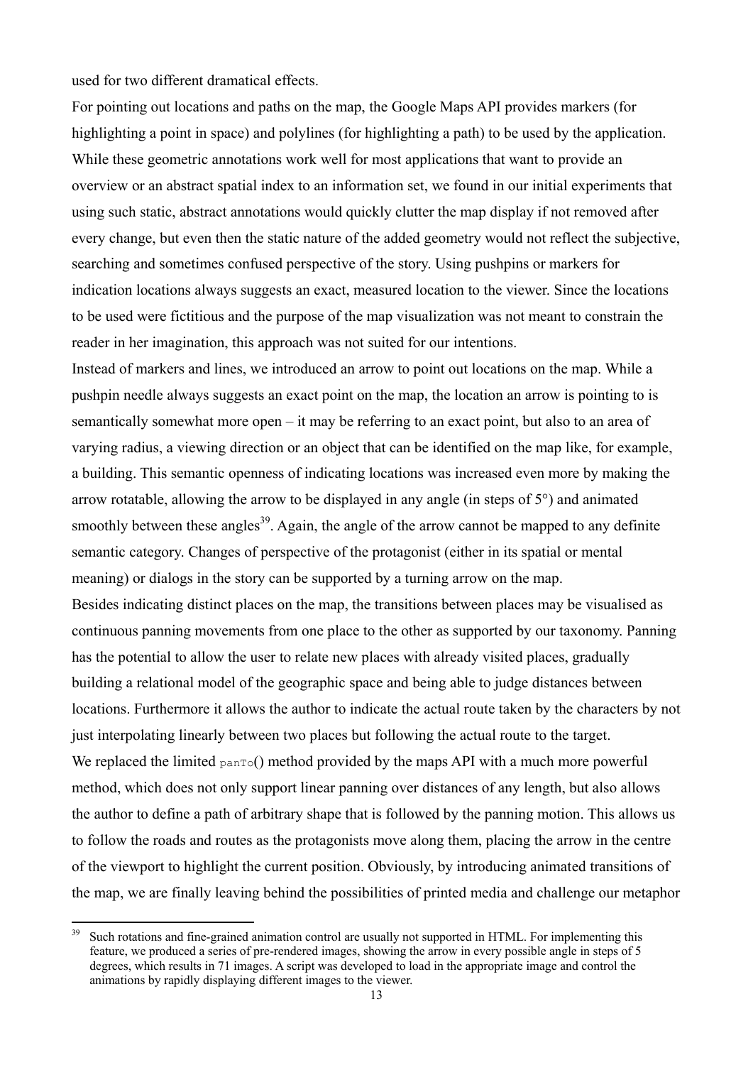used for two different dramatical effects.

For pointing out locations and paths on the map, the Google Maps API provides markers (for highlighting a point in space) and polylines (for highlighting a path) to be used by the application. While these geometric annotations work well for most applications that want to provide an overview or an abstract spatial index to an information set, we found in our initial experiments that using such static, abstract annotations would quickly clutter the map display if not removed after every change, but even then the static nature of the added geometry would not reflect the subjective, searching and sometimes confused perspective of the story. Using pushpins or markers for indication locations always suggests an exact, measured location to the viewer. Since the locations to be used were fictitious and the purpose of the map visualization was not meant to constrain the reader in her imagination, this approach was not suited for our intentions.

Instead of markers and lines, we introduced an arrow to point out locations on the map. While a pushpin needle always suggests an exact point on the map, the location an arrow is pointing to is semantically somewhat more open – it may be referring to an exact point, but also to an area of varying radius, a viewing direction or an object that can be identified on the map like, for example, a building. This semantic openness of indicating locations was increased even more by making the arrow rotatable, allowing the arrow to be displayed in any angle (in steps of 5°) and animated smoothly between these angles[39]. Again, the angle of the arrow cannot be mapped to any definite semantic category. Changes of perspective of the protagonist (either in its spatial or mental meaning) or dialogs in the story can be supported by a turning arrow on the map.

Besides indicating distinct places on the map, the transitions between places may be visualised as continuous panning movements from one place to the other as supported by our taxonomy. Panning has the potential to allow the user to relate new places with already visited places, gradually building a relational model of the geographic space and being able to judge distances between locations. Furthermore it allows the author to indicate the actual route taken by the characters by not just interpolating linearly between two places but following the actual route to the target.

We replaced the limited `panTo`() method provided by the maps API with a much more powerful method, which does not only support linear panning over distances of any length, but also allows the author to define a path of arbitrary shape that is followed by the panning motion. This allows us to follow the roads and routes as the protagonists move along them, placing the arrow in the centre of the viewport to highlight the current position. Obviously, by introducing animated transitions of the map, we are finally leaving behind the possibilities of printed media and challenge our metaphor

[39] Such rotations and fine-grained animation control are usually not supported in HTML. For implementing this feature, we produced a series of pre-rendered images, showing the arrow in every possible angle in steps of 5 degrees, which results in 71 images. A script was developed to load in the appropriate image and control the animations by rapidly displaying different images to the viewer.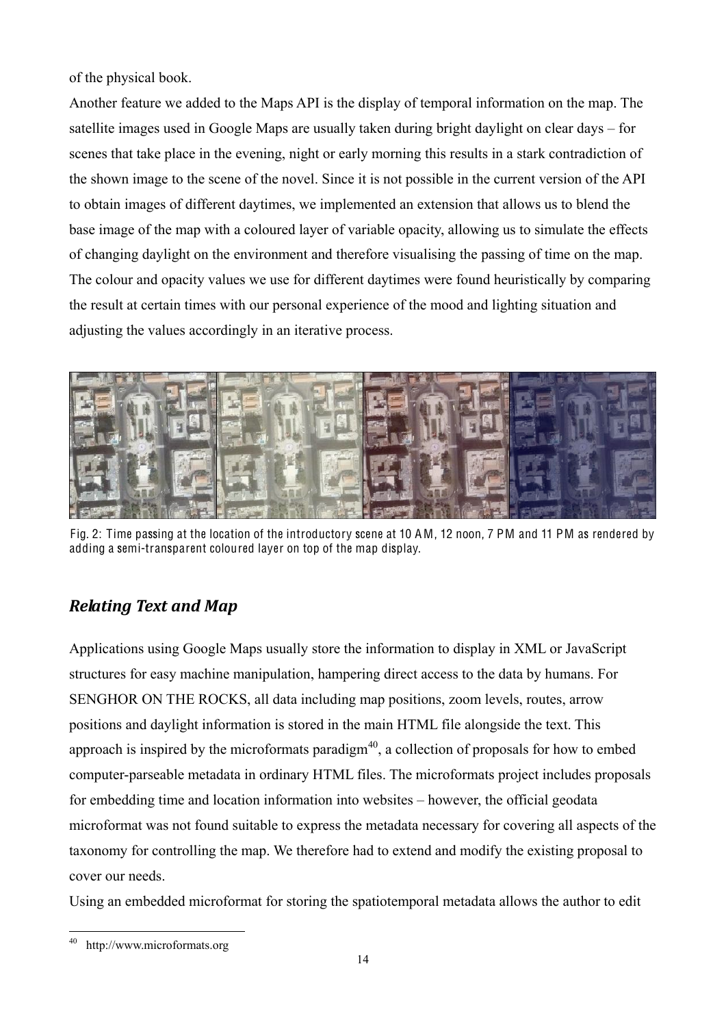of the physical book.

Another feature we added to the Maps API is the display of temporal information on the map. The satellite images used in Google Maps are usually taken during bright daylight on clear days – for scenes that take place in the evening, night or early morning this results in a stark contradiction of the shown image to the scene of the novel. Since it is not possible in the current version of the API to obtain images of different daytimes, we implemented an extension that allows us to blend the base image of the map with a coloured layer of variable opacity, allowing us to simulate the effects of changing daylight on the environment and therefore visualising the passing of time on the map. The colour and opacity values we use for different daytimes were found heuristically by comparing the result at certain times with our personal experience of the mood and lighting situation and adjusting the values accordingly in an iterative process.

Fig. 2: Time passing at the location of the introductory scene at 10 AM, 12 noon, 7 PM and 11 PM as rendered by adding a semi-transparent coloured layer on top of the map display.

## *Relating Text and Map*

Applications using Google Maps usually store the information to display in XML or JavaScript structures for easy machine manipulation, hampering direct access to the data by humans. For SENGHOR ON THE ROCKS, all data including map positions, zoom levels, routes, arrow positions and daylight information is stored in the main HTML file alongside the text. This approach is inspired by the microformats paradigm[40], a collection of proposals for how to embed computer-parseable metadata in ordinary HTML files. The microformats project includes proposals for embedding time and location information into websites – however, the official geodata microformat was not found suitable to express the metadata necessary for covering all aspects of the taxonomy for controlling the map. We therefore had to extend and modify the existing proposal to cover our needs.

Using an embedded microformat for storing the spatiotemporal metadata allows the author to edit

[40] http://www.microformats.org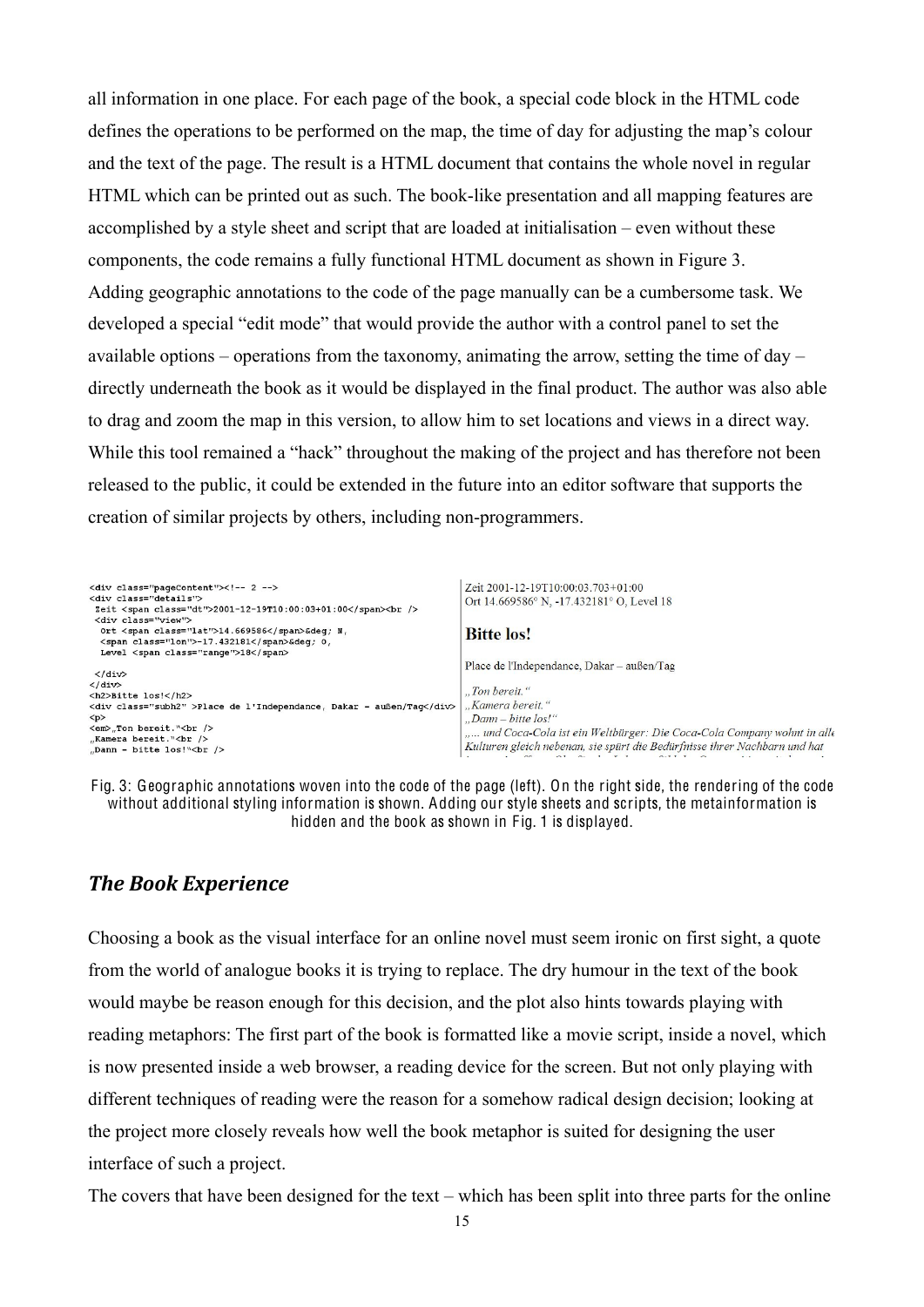all information in one place. For each page of the book, a special code block in the HTML code defines the operations to be performed on the map, the time of day for adjusting the map's colour and the text of the page. The result is a HTML document that contains the whole novel in regular HTML which can be printed out as such. The book-like presentation and all mapping features are accomplished by a style sheet and script that are loaded at initialisation – even without these components, the code remains a fully functional HTML document as shown in Figure 3.
Adding geographic annotations to the code of the page manually can be a cumbersome task. We developed a special "edit mode" that would provide the author with a control panel to set the available options – operations from the taxonomy, animating the arrow, setting the time of day – directly underneath the book as it would be displayed in the final product. The author was also able to drag and zoom the map in this version, to allow him to set locations and views in a direct way. While this tool remained a "hack" throughout the making of the project and has therefore not been released to the public, it could be extended in the future into an editor software that supports the creation of similar projects by others, including non-programmers.

```
<div class="pageContent"><!-- 2 -->
<div class="details">
 Zeit <span class="dt">2001-12-19T10:00:03+01:00</span><br />
 <div class="view">
  Ort <span class="lat">14.669586</span>&deg; N,
  <span class="lon">-17.432181</span>&deg; O,
  Level <span class="range">18</span>

 </div>
</div>
<h2>Bitte los!</h2>
<div class="subh2" >Place de l'Independance, Dakar – außen/Tag</div>
<p>
<em>„Ton bereit."<br />
„Kamera bereit."<br />
„Dann – bitte los!"<br />
```

Zeit 2001-12-19T10:00:03.703+01:00
Ort 14.669586° N, -17.432181° O, Level 18

**Bitte los!**

Place de l'Independance, Dakar – außen/Tag

*„Ton bereit."*
*„Kamera bereit."*
*„Dann – bitte los!"*
*„... und Coca-Cola ist ein Weltbürger: Die Coca-Cola Company wohnt in alle Kulturen gleich nebenan, sie spürt die Bedürfnisse ihrer Nachbarn und hat*

Fig. 3: Geographic annotations woven into the code of the page (left). On the right side, the rendering of the code without additional styling information is shown. Adding our style sheets and scripts, the metainformation is hidden and the book as shown in Fig. 1 is displayed.

### *The Book Experience*

Choosing a book as the visual interface for an online novel must seem ironic on first sight, a quote from the world of analogue books it is trying to replace. The dry humour in the text of the book would maybe be reason enough for this decision, and the plot also hints towards playing with reading metaphors: The first part of the book is formatted like a movie script, inside a novel, which is now presented inside a web browser, a reading device for the screen. But not only playing with different techniques of reading were the reason for a somehow radical design decision; looking at the project more closely reveals how well the book metaphor is suited for designing the user interface of such a project.
The covers that have been designed for the text – which has been split into three parts for the online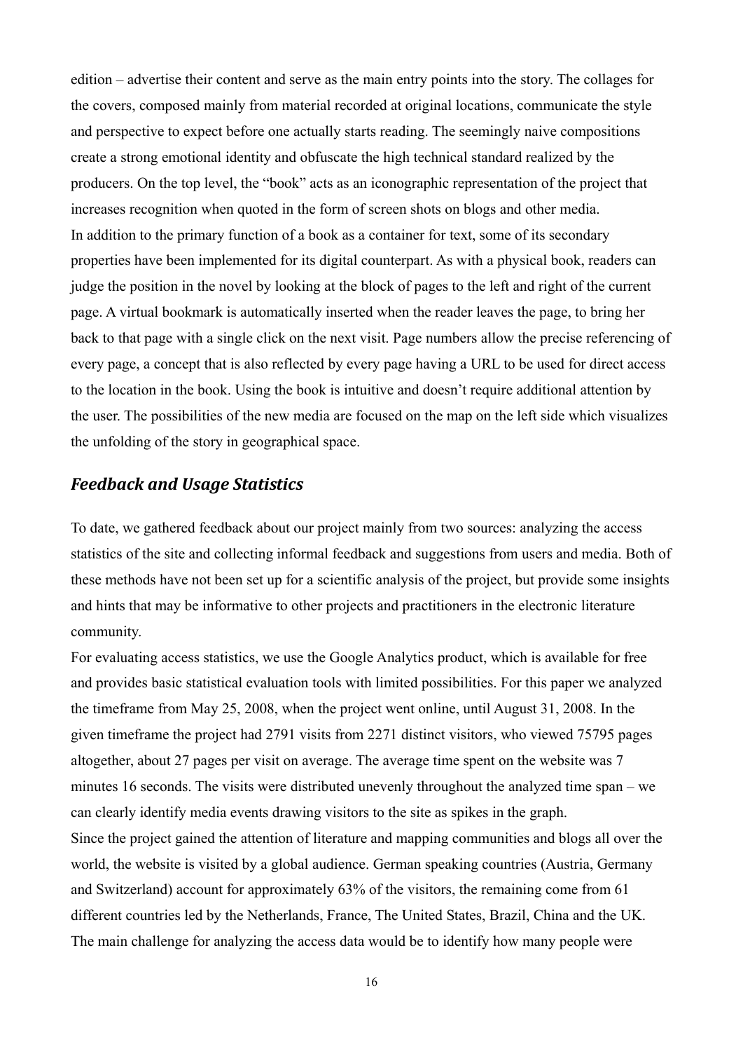edition – advertise their content and serve as the main entry points into the story. The collages for the covers, composed mainly from material recorded at original locations, communicate the style and perspective to expect before one actually starts reading. The seemingly naive compositions create a strong emotional identity and obfuscate the high technical standard realized by the producers. On the top level, the "book" acts as an iconographic representation of the project that increases recognition when quoted in the form of screen shots on blogs and other media.

In addition to the primary function of a book as a container for text, some of its secondary properties have been implemented for its digital counterpart. As with a physical book, readers can judge the position in the novel by looking at the block of pages to the left and right of the current page. A virtual bookmark is automatically inserted when the reader leaves the page, to bring her back to that page with a single click on the next visit. Page numbers allow the precise referencing of every page, a concept that is also reflected by every page having a URL to be used for direct access to the location in the book. Using the book is intuitive and doesn't require additional attention by the user. The possibilities of the new media are focused on the map on the left side which visualizes the unfolding of the story in geographical space.

## *Feedback and Usage Statistics*

To date, we gathered feedback about our project mainly from two sources: analyzing the access statistics of the site and collecting informal feedback and suggestions from users and media. Both of these methods have not been set up for a scientific analysis of the project, but provide some insights and hints that may be informative to other projects and practitioners in the electronic literature community.

For evaluating access statistics, we use the Google Analytics product, which is available for free and provides basic statistical evaluation tools with limited possibilities. For this paper we analyzed the timeframe from May 25, 2008, when the project went online, until August 31, 2008. In the given timeframe the project had 2791 visits from 2271 distinct visitors, who viewed 75795 pages altogether, about 27 pages per visit on average. The average time spent on the website was 7 minutes 16 seconds. The visits were distributed unevenly throughout the analyzed time span – we can clearly identify media events drawing visitors to the site as spikes in the graph.

Since the project gained the attention of literature and mapping communities and blogs all over the world, the website is visited by a global audience. German speaking countries (Austria, Germany and Switzerland) account for approximately 63% of the visitors, the remaining come from 61 different countries led by the Netherlands, France, The United States, Brazil, China and the UK. The main challenge for analyzing the access data would be to identify how many people were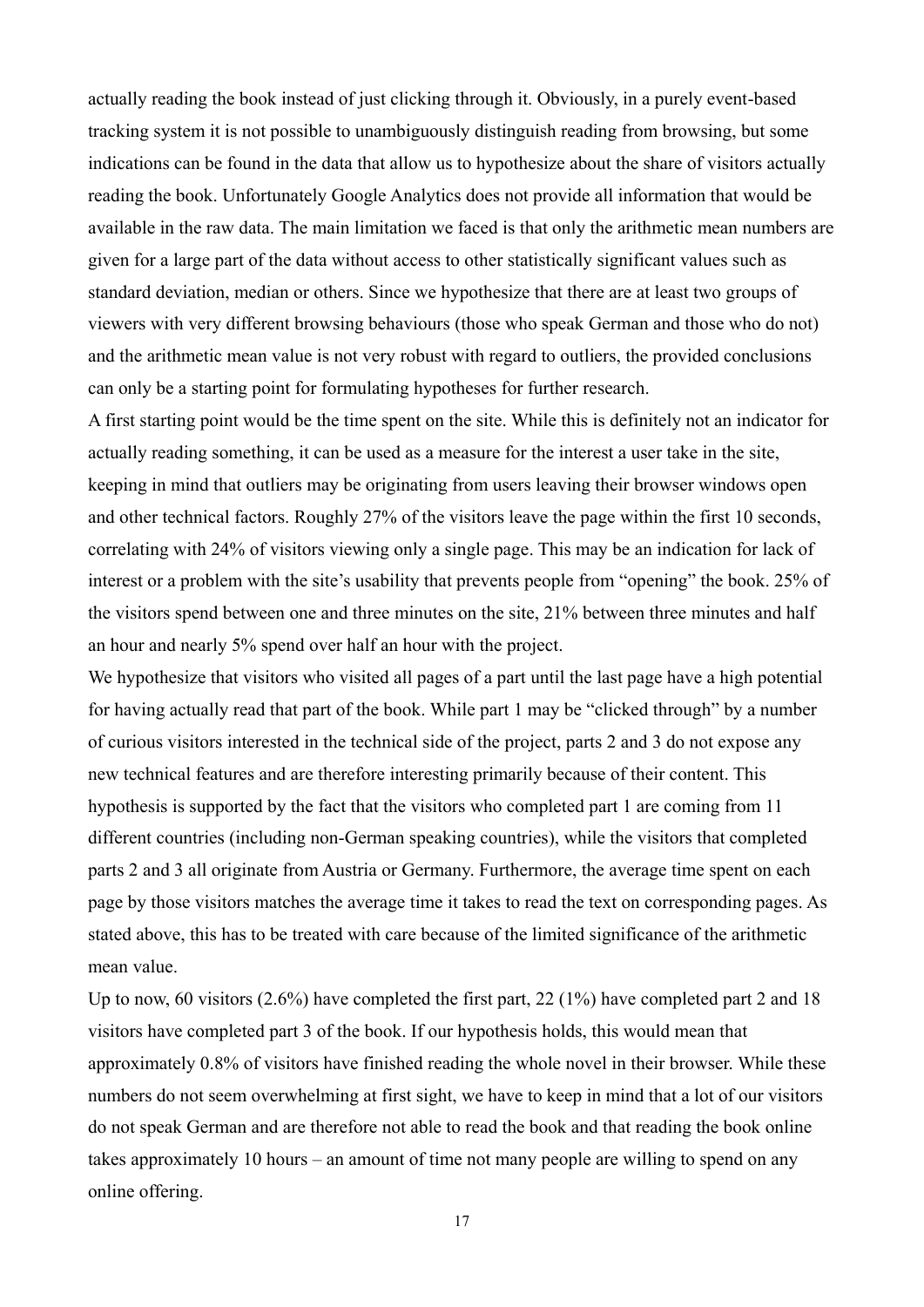actually reading the book instead of just clicking through it. Obviously, in a purely event-based tracking system it is not possible to unambiguously distinguish reading from browsing, but some indications can be found in the data that allow us to hypothesize about the share of visitors actually reading the book. Unfortunately Google Analytics does not provide all information that would be available in the raw data. The main limitation we faced is that only the arithmetic mean numbers are given for a large part of the data without access to other statistically significant values such as standard deviation, median or others. Since we hypothesize that there are at least two groups of viewers with very different browsing behaviours (those who speak German and those who do not) and the arithmetic mean value is not very robust with regard to outliers, the provided conclusions can only be a starting point for formulating hypotheses for further research.

A first starting point would be the time spent on the site. While this is definitely not an indicator for actually reading something, it can be used as a measure for the interest a user take in the site, keeping in mind that outliers may be originating from users leaving their browser windows open and other technical factors. Roughly 27% of the visitors leave the page within the first 10 seconds, correlating with 24% of visitors viewing only a single page. This may be an indication for lack of interest or a problem with the site's usability that prevents people from "opening" the book. 25% of the visitors spend between one and three minutes on the site, 21% between three minutes and half an hour and nearly 5% spend over half an hour with the project.

We hypothesize that visitors who visited all pages of a part until the last page have a high potential for having actually read that part of the book. While part 1 may be "clicked through" by a number of curious visitors interested in the technical side of the project, parts 2 and 3 do not expose any new technical features and are therefore interesting primarily because of their content. This hypothesis is supported by the fact that the visitors who completed part 1 are coming from 11 different countries (including non-German speaking countries), while the visitors that completed parts 2 and 3 all originate from Austria or Germany. Furthermore, the average time spent on each page by those visitors matches the average time it takes to read the text on corresponding pages. As stated above, this has to be treated with care because of the limited significance of the arithmetic mean value.

Up to now, 60 visitors (2.6%) have completed the first part, 22 (1%) have completed part 2 and 18 visitors have completed part 3 of the book. If our hypothesis holds, this would mean that approximately 0.8% of visitors have finished reading the whole novel in their browser. While these numbers do not seem overwhelming at first sight, we have to keep in mind that a lot of our visitors do not speak German and are therefore not able to read the book and that reading the book online takes approximately 10 hours – an amount of time not many people are willing to spend on any online offering.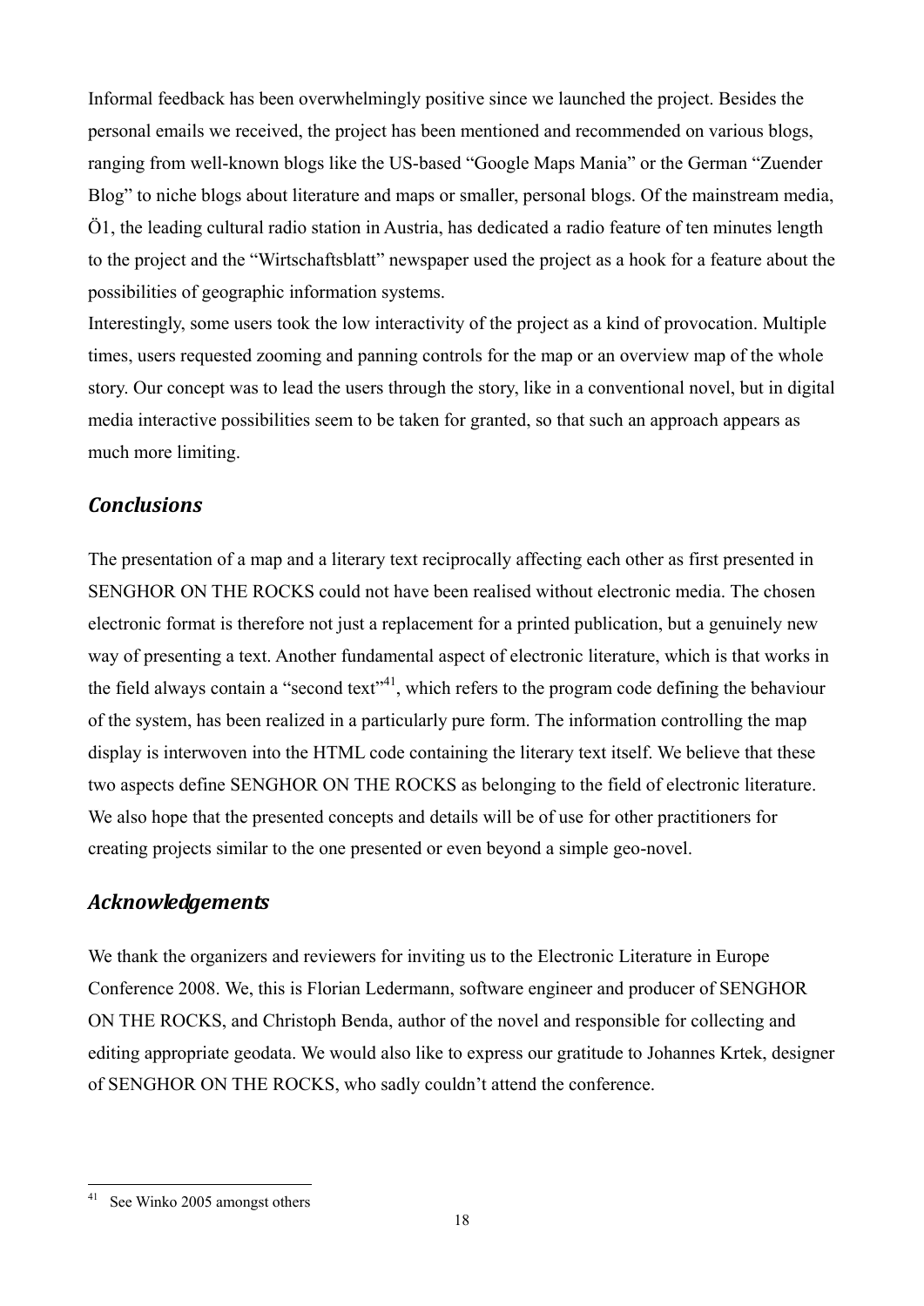Informal feedback has been overwhelmingly positive since we launched the project. Besides the personal emails we received, the project has been mentioned and recommended on various blogs, ranging from well-known blogs like the US-based “Google Maps Mania” or the German “Zuender Blog” to niche blogs about literature and maps or smaller, personal blogs. Of the mainstream media, Ö1, the leading cultural radio station in Austria, has dedicated a radio feature of ten minutes length to the project and the “Wirtschaftsblatt” newspaper used the project as a hook for a feature about the possibilities of geographic information systems.

Interestingly, some users took the low interactivity of the project as a kind of provocation. Multiple times, users requested zooming and panning controls for the map or an overview map of the whole story. Our concept was to lead the users through the story, like in a conventional novel, but in digital media interactive possibilities seem to be taken for granted, so that such an approach appears as much more limiting.

## *Conclusions*

The presentation of a map and a literary text reciprocally affecting each other as first presented in SENGHOR ON THE ROCKS could not have been realised without electronic media. The chosen electronic format is therefore not just a replacement for a printed publication, but a genuinely new way of presenting a text. Another fundamental aspect of electronic literature, which is that works in the field always contain a “second text”[41], which refers to the program code defining the behaviour of the system, has been realized in a particularly pure form. The information controlling the map display is interwoven into the HTML code containing the literary text itself. We believe that these two aspects define SENGHOR ON THE ROCKS as belonging to the field of electronic literature. We also hope that the presented concepts and details will be of use for other practitioners for creating projects similar to the one presented or even beyond a simple geo-novel.

## *Acknowledgements*

We thank the organizers and reviewers for inviting us to the Electronic Literature in Europe Conference 2008. We, this is Florian Ledermann, software engineer and producer of SENGHOR ON THE ROCKS, and Christoph Benda, author of the novel and responsible for collecting and editing appropriate geodata. We would also like to express our gratitude to Johannes Krtek, designer of SENGHOR ON THE ROCKS, who sadly couldn’t attend the conference.

---

[41] See Winko 2005 amongst others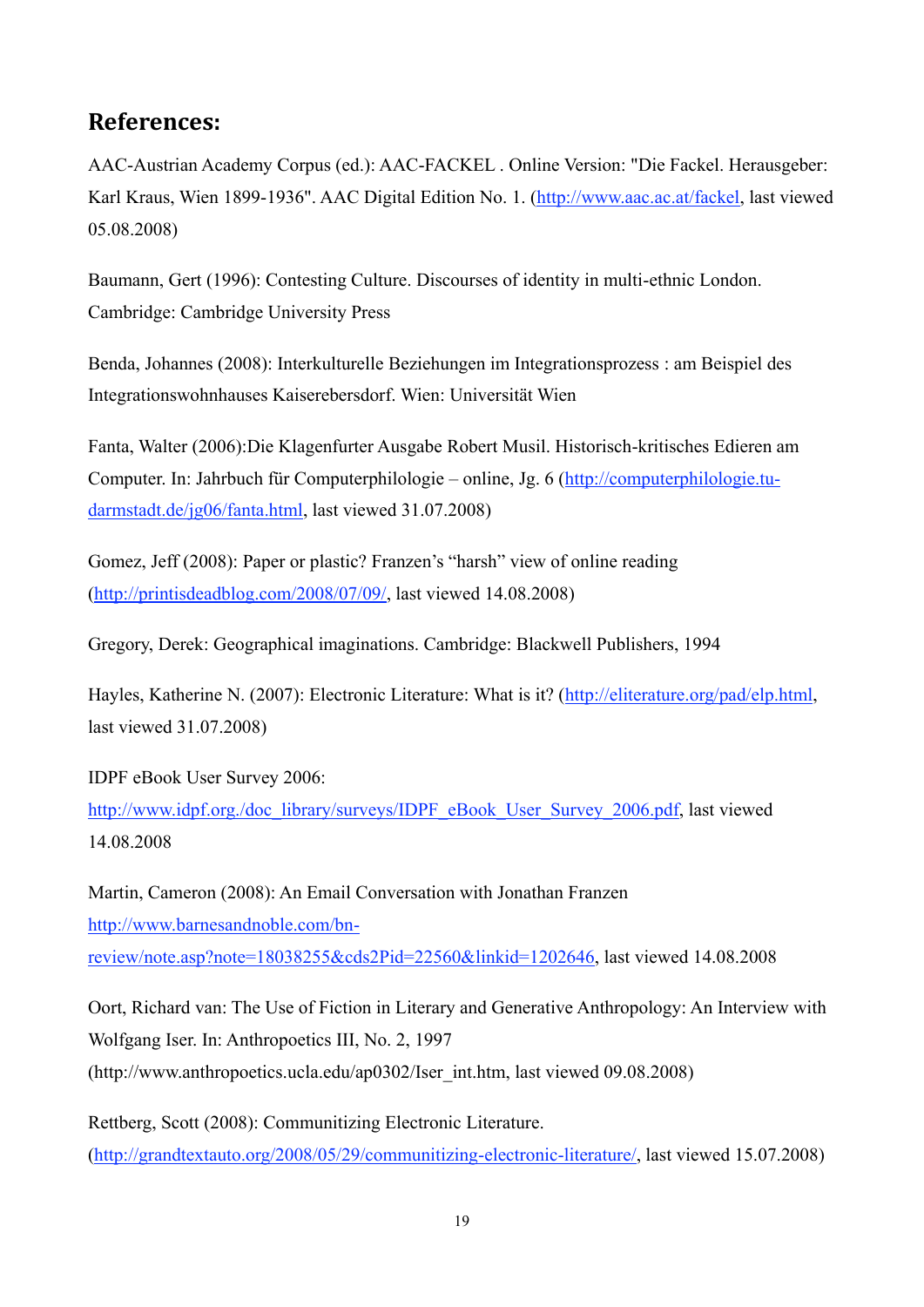## References:

AAC-Austrian Academy Corpus (ed.): AAC-FACKEL . Online Version: "Die Fackel. Herausgeber: Karl Kraus, Wien 1899-1936". AAC Digital Edition No. 1. (http://www.aac.ac.at/fackel, last viewed 05.08.2008)

Baumann, Gert (1996): Contesting Culture. Discourses of identity in multi-ethnic London. Cambridge: Cambridge University Press

Benda, Johannes (2008): Interkulturelle Beziehungen im Integrationsprozess : am Beispiel des Integrationswohnhauses Kaiserebersdorf. Wien: Universität Wien

Fanta, Walter (2006):Die Klagenfurter Ausgabe Robert Musil. Historisch-kritisches Edieren am Computer. In: Jahrbuch für Computerphilologie – online, Jg. 6 (http://computerphilologie.tu-darmstadt.de/jg06/fanta.html, last viewed 31.07.2008)

Gomez, Jeff (2008): Paper or plastic? Franzen's "harsh" view of online reading (http://printisdeadblog.com/2008/07/09/, last viewed 14.08.2008)

Gregory, Derek: Geographical imaginations. Cambridge: Blackwell Publishers, 1994

Hayles, Katherine N. (2007): Electronic Literature: What is it? (http://eliterature.org/pad/elp.html, last viewed 31.07.2008)

IDPF eBook User Survey 2006:
http://www.idpf.org./doc_library/surveys/IDPF_eBook_User_Survey_2006.pdf, last viewed 14.08.2008

Martin, Cameron (2008): An Email Conversation with Jonathan Franzen
http://www.barnesandnoble.com/bn-review/note.asp?note=18038255&cds2Pid=22560&linkid=1202646, last viewed 14.08.2008

Oort, Richard van: The Use of Fiction in Literary and Generative Anthropology: An Interview with Wolfgang Iser. In: Anthropoetics III, No. 2, 1997
(http://www.anthropoetics.ucla.edu/ap0302/Iser_int.htm, last viewed 09.08.2008)

Rettberg, Scott (2008): Communitizing Electronic Literature.
(http://grandtextauto.org/2008/05/29/communitizing-electronic-literature/, last viewed 15.07.2008)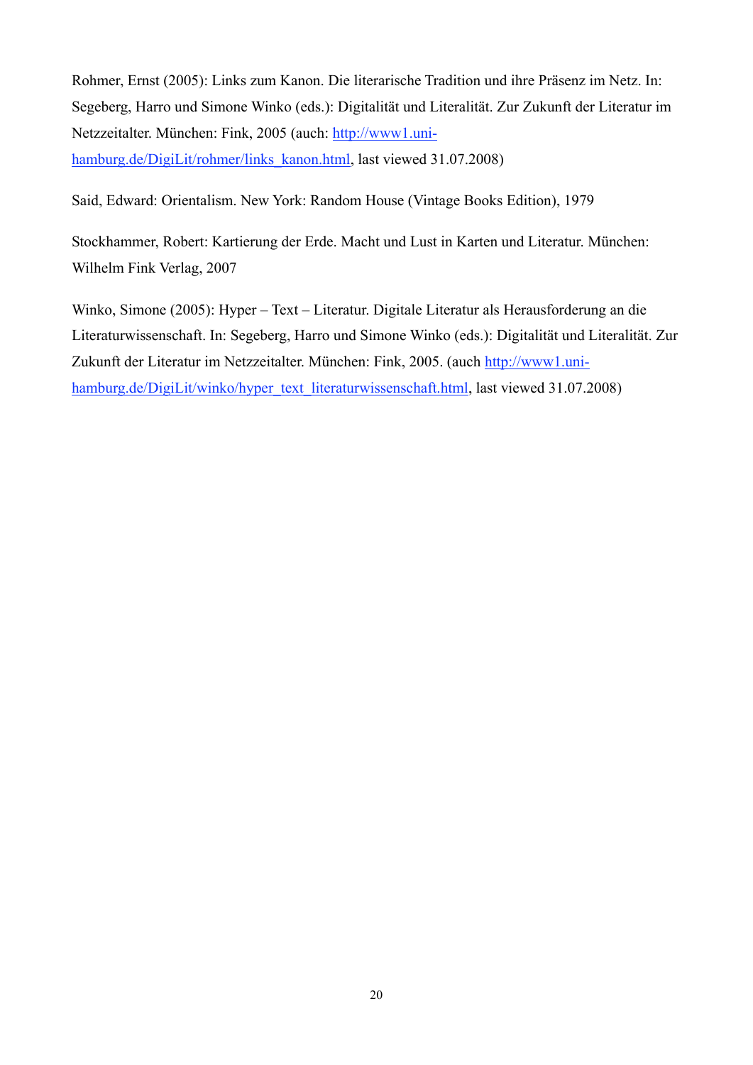Rohmer, Ernst (2005): Links zum Kanon. Die literarische Tradition und ihre Präsenz im Netz. In: Segeberg, Harro und Simone Winko (eds.): Digitalität und Literalität. Zur Zukunft der Literatur im Netzzeitalter. München: Fink, 2005 (auch: http://www1.uni-hamburg.de/DigiLit/rohmer/links_kanon.html, last viewed 31.07.2008)

Said, Edward: Orientalism. New York: Random House (Vintage Books Edition), 1979

Stockhammer, Robert: Kartierung der Erde. Macht und Lust in Karten und Literatur. München: Wilhelm Fink Verlag, 2007

Winko, Simone (2005): Hyper – Text – Literatur. Digitale Literatur als Herausforderung an die Literaturwissenschaft. In: Segeberg, Harro und Simone Winko (eds.): Digitalität und Literalität. Zur Zukunft der Literatur im Netzzeitalter. München: Fink, 2005. (auch http://www1.uni-hamburg.de/DigiLit/winko/hyper_text_literaturwissenschaft.html, last viewed 31.07.2008)